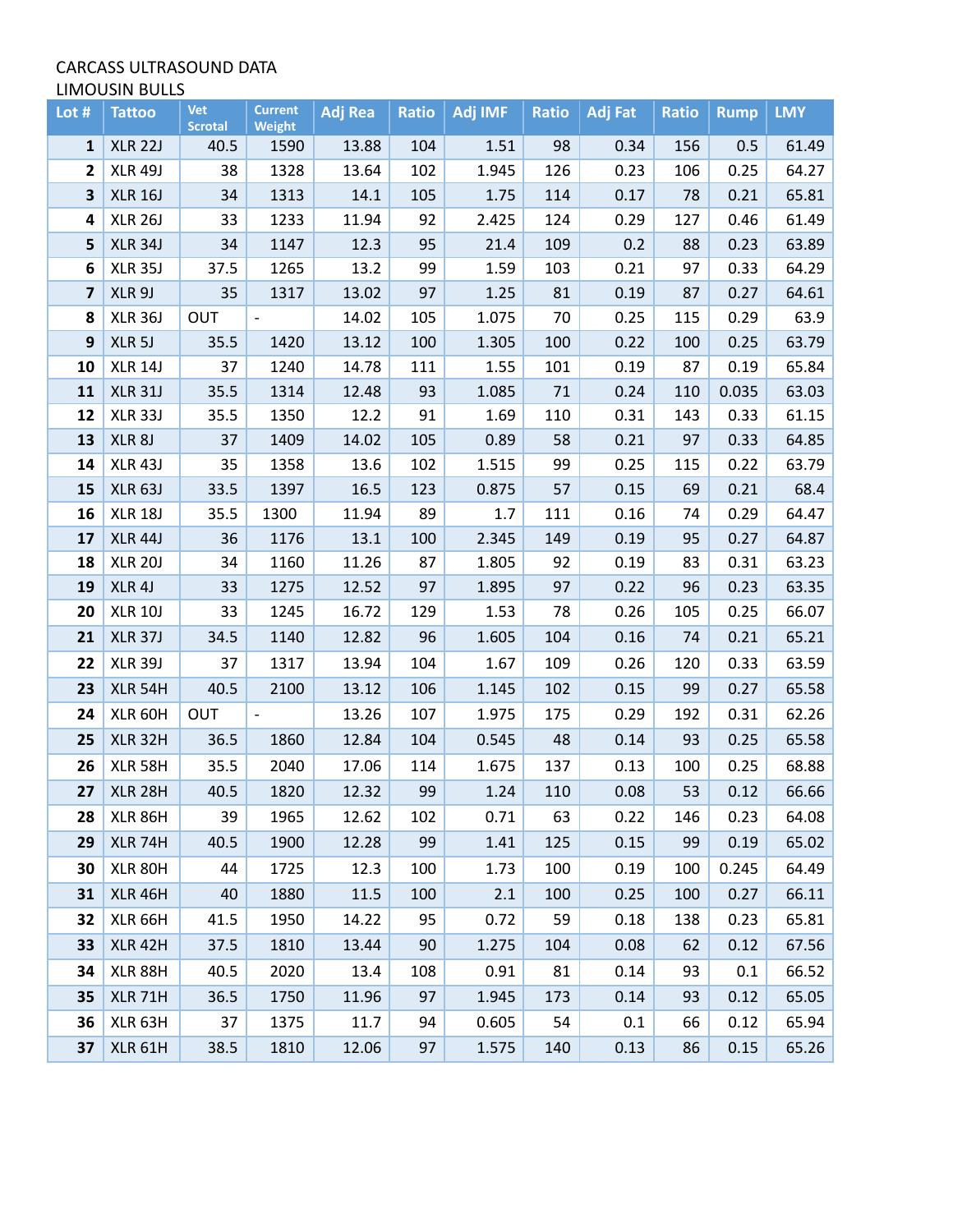CARCASS ULTRASOUND DATA
LIMOUSIN BULLS

| Lot # | Tattoo | Vet Scrotal | Current Weight | Adj Rea | Ratio | Adj IMF | Ratio | Adj Fat | Ratio | Rump | LMY |
|---|---|---|---|---|---|---|---|---|---|---|---|
| 1 | XLR 22J | 40.5 | 1590 | 13.88 | 104 | 1.51 | 98 | 0.34 | 156 | 0.5 | 61.49 |
| 2 | XLR 49J | 38 | 1328 | 13.64 | 102 | 1.945 | 126 | 0.23 | 106 | 0.25 | 64.27 |
| 3 | XLR 16J | 34 | 1313 | 14.1 | 105 | 1.75 | 114 | 0.17 | 78 | 0.21 | 65.81 |
| 4 | XLR 26J | 33 | 1233 | 11.94 | 92 | 2.425 | 124 | 0.29 | 127 | 0.46 | 61.49 |
| 5 | XLR 34J | 34 | 1147 | 12.3 | 95 | 21.4 | 109 | 0.2 | 88 | 0.23 | 63.89 |
| 6 | XLR 35J | 37.5 | 1265 | 13.2 | 99 | 1.59 | 103 | 0.21 | 97 | 0.33 | 64.29 |
| 7 | XLR 9J | 35 | 1317 | 13.02 | 97 | 1.25 | 81 | 0.19 | 87 | 0.27 | 64.61 |
| 8 | XLR 36J | OUT | - | 14.02 | 105 | 1.075 | 70 | 0.25 | 115 | 0.29 | 63.9 |
| 9 | XLR 5J | 35.5 | 1420 | 13.12 | 100 | 1.305 | 100 | 0.22 | 100 | 0.25 | 63.79 |
| 10 | XLR 14J | 37 | 1240 | 14.78 | 111 | 1.55 | 101 | 0.19 | 87 | 0.19 | 65.84 |
| 11 | XLR 31J | 35.5 | 1314 | 12.48 | 93 | 1.085 | 71 | 0.24 | 110 | 0.035 | 63.03 |
| 12 | XLR 33J | 35.5 | 1350 | 12.2 | 91 | 1.69 | 110 | 0.31 | 143 | 0.33 | 61.15 |
| 13 | XLR 8J | 37 | 1409 | 14.02 | 105 | 0.89 | 58 | 0.21 | 97 | 0.33 | 64.85 |
| 14 | XLR 43J | 35 | 1358 | 13.6 | 102 | 1.515 | 99 | 0.25 | 115 | 0.22 | 63.79 |
| 15 | XLR 63J | 33.5 | 1397 | 16.5 | 123 | 0.875 | 57 | 0.15 | 69 | 0.21 | 68.4 |
| 16 | XLR 18J | 35.5 | 1300 | 11.94 | 89 | 1.7 | 111 | 0.16 | 74 | 0.29 | 64.47 |
| 17 | XLR 44J | 36 | 1176 | 13.1 | 100 | 2.345 | 149 | 0.19 | 95 | 0.27 | 64.87 |
| 18 | XLR 20J | 34 | 1160 | 11.26 | 87 | 1.805 | 92 | 0.19 | 83 | 0.31 | 63.23 |
| 19 | XLR 4J | 33 | 1275 | 12.52 | 97 | 1.895 | 97 | 0.22 | 96 | 0.23 | 63.35 |
| 20 | XLR 10J | 33 | 1245 | 16.72 | 129 | 1.53 | 78 | 0.26 | 105 | 0.25 | 66.07 |
| 21 | XLR 37J | 34.5 | 1140 | 12.82 | 96 | 1.605 | 104 | 0.16 | 74 | 0.21 | 65.21 |
| 22 | XLR 39J | 37 | 1317 | 13.94 | 104 | 1.67 | 109 | 0.26 | 120 | 0.33 | 63.59 |
| 23 | XLR 54H | 40.5 | 2100 | 13.12 | 106 | 1.145 | 102 | 0.15 | 99 | 0.27 | 65.58 |
| 24 | XLR 60H | OUT | - | 13.26 | 107 | 1.975 | 175 | 0.29 | 192 | 0.31 | 62.26 |
| 25 | XLR 32H | 36.5 | 1860 | 12.84 | 104 | 0.545 | 48 | 0.14 | 93 | 0.25 | 65.58 |
| 26 | XLR 58H | 35.5 | 2040 | 17.06 | 114 | 1.675 | 137 | 0.13 | 100 | 0.25 | 68.88 |
| 27 | XLR 28H | 40.5 | 1820 | 12.32 | 99 | 1.24 | 110 | 0.08 | 53 | 0.12 | 66.66 |
| 28 | XLR 86H | 39 | 1965 | 12.62 | 102 | 0.71 | 63 | 0.22 | 146 | 0.23 | 64.08 |
| 29 | XLR 74H | 40.5 | 1900 | 12.28 | 99 | 1.41 | 125 | 0.15 | 99 | 0.19 | 65.02 |
| 30 | XLR 80H | 44 | 1725 | 12.3 | 100 | 1.73 | 100 | 0.19 | 100 | 0.245 | 64.49 |
| 31 | XLR 46H | 40 | 1880 | 11.5 | 100 | 2.1 | 100 | 0.25 | 100 | 0.27 | 66.11 |
| 32 | XLR 66H | 41.5 | 1950 | 14.22 | 95 | 0.72 | 59 | 0.18 | 138 | 0.23 | 65.81 |
| 33 | XLR 42H | 37.5 | 1810 | 13.44 | 90 | 1.275 | 104 | 0.08 | 62 | 0.12 | 67.56 |
| 34 | XLR 88H | 40.5 | 2020 | 13.4 | 108 | 0.91 | 81 | 0.14 | 93 | 0.1 | 66.52 |
| 35 | XLR 71H | 36.5 | 1750 | 11.96 | 97 | 1.945 | 173 | 0.14 | 93 | 0.12 | 65.05 |
| 36 | XLR 63H | 37 | 1375 | 11.7 | 94 | 0.605 | 54 | 0.1 | 66 | 0.12 | 65.94 |
| 37 | XLR 61H | 38.5 | 1810 | 12.06 | 97 | 1.575 | 140 | 0.13 | 86 | 0.15 | 65.26 |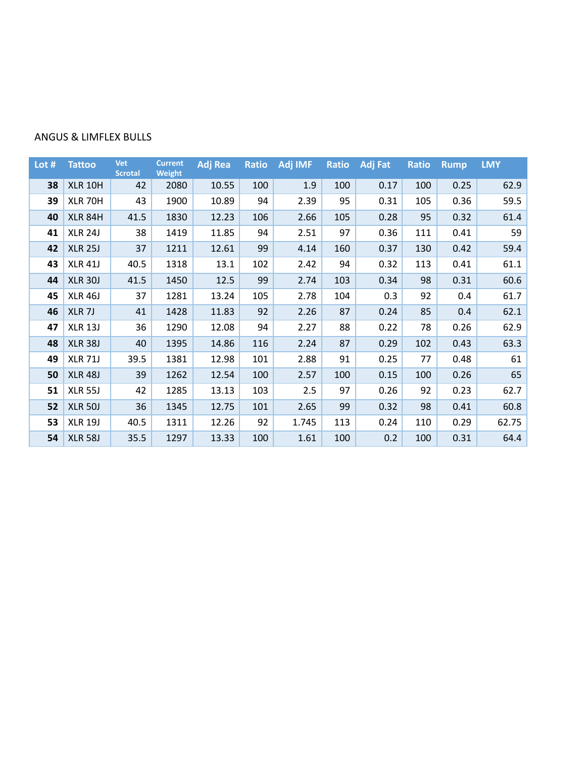ANGUS & LIMFLEX BULLS

| Lot # | Tattoo | Vet Scrotal | Current Weight | Adj Rea | Ratio | Adj IMF | Ratio | Adj Fat | Ratio | Rump | LMY |
|---|---|---|---|---|---|---|---|---|---|---|---|
| **38** | XLR 10H | 42 | 2080 | 10.55 | 100 | 1.9 | 100 | 0.17 | 100 | 0.25 | 62.9 |
| **39** | XLR 70H | 43 | 1900 | 10.89 | 94 | 2.39 | 95 | 0.31 | 105 | 0.36 | 59.5 |
| **40** | XLR 84H | 41.5 | 1830 | 12.23 | 106 | 2.66 | 105 | 0.28 | 95 | 0.32 | 61.4 |
| **41** | XLR 24J | 38 | 1419 | 11.85 | 94 | 2.51 | 97 | 0.36 | 111 | 0.41 | 59 |
| **42** | XLR 25J | 37 | 1211 | 12.61 | 99 | 4.14 | 160 | 0.37 | 130 | 0.42 | 59.4 |
| **43** | XLR 41J | 40.5 | 1318 | 13.1 | 102 | 2.42 | 94 | 0.32 | 113 | 0.41 | 61.1 |
| **44** | XLR 30J | 41.5 | 1450 | 12.5 | 99 | 2.74 | 103 | 0.34 | 98 | 0.31 | 60.6 |
| **45** | XLR 46J | 37 | 1281 | 13.24 | 105 | 2.78 | 104 | 0.3 | 92 | 0.4 | 61.7 |
| **46** | XLR 7J | 41 | 1428 | 11.83 | 92 | 2.26 | 87 | 0.24 | 85 | 0.4 | 62.1 |
| **47** | XLR 13J | 36 | 1290 | 12.08 | 94 | 2.27 | 88 | 0.22 | 78 | 0.26 | 62.9 |
| **48** | XLR 38J | 40 | 1395 | 14.86 | 116 | 2.24 | 87 | 0.29 | 102 | 0.43 | 63.3 |
| **49** | XLR 71J | 39.5 | 1381 | 12.98 | 101 | 2.88 | 91 | 0.25 | 77 | 0.48 | 61 |
| **50** | XLR 48J | 39 | 1262 | 12.54 | 100 | 2.57 | 100 | 0.15 | 100 | 0.26 | 65 |
| **51** | XLR 55J | 42 | 1285 | 13.13 | 103 | 2.5 | 97 | 0.26 | 92 | 0.23 | 62.7 |
| **52** | XLR 50J | 36 | 1345 | 12.75 | 101 | 2.65 | 99 | 0.32 | 98 | 0.41 | 60.8 |
| **53** | XLR 19J | 40.5 | 1311 | 12.26 | 92 | 1.745 | 113 | 0.24 | 110 | 0.29 | 62.75 |
| **54** | XLR 58J | 35.5 | 1297 | 13.33 | 100 | 1.61 | 100 | 0.2 | 100 | 0.31 | 64.4 |